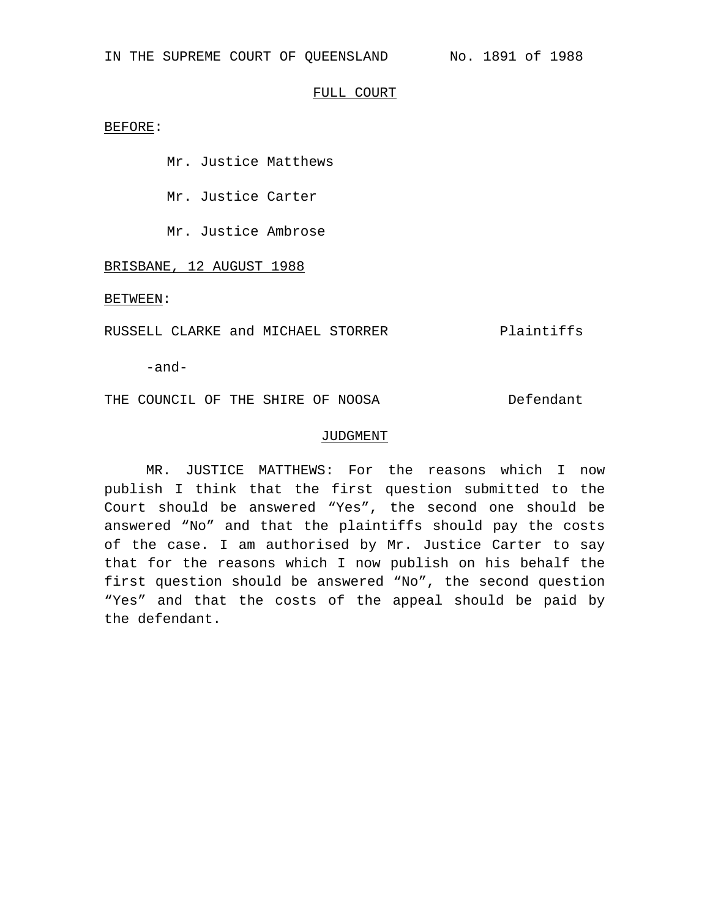IN THE SUPREME COURT OF QUEENSLAND No. 1891 of 1988

FULL COURT

BEFORE:

Mr. Justice Matthews

Mr. Justice Carter

Mr. Justice Ambrose

BRISBANE, 12 AUGUST 1988

BETWEEN:

RUSSELL CLARKE and MICHAEL STORRER Plaintiffs

-and-

THE COUNCIL OF THE SHIRE OF NOOSA Defendant

JUDGMENT

MR. JUSTICE MATTHEWS: For the reasons which I now publish I think that the first question submitted to the Court should be answered "Yes", the second one should be answered "No" and that the plaintiffs should pay the costs of the case. I am authorised by Mr. Justice Carter to say that for the reasons which I now publish on his behalf the first question should be answered "No", the second question "Yes" and that the costs of the appeal should be paid by the defendant.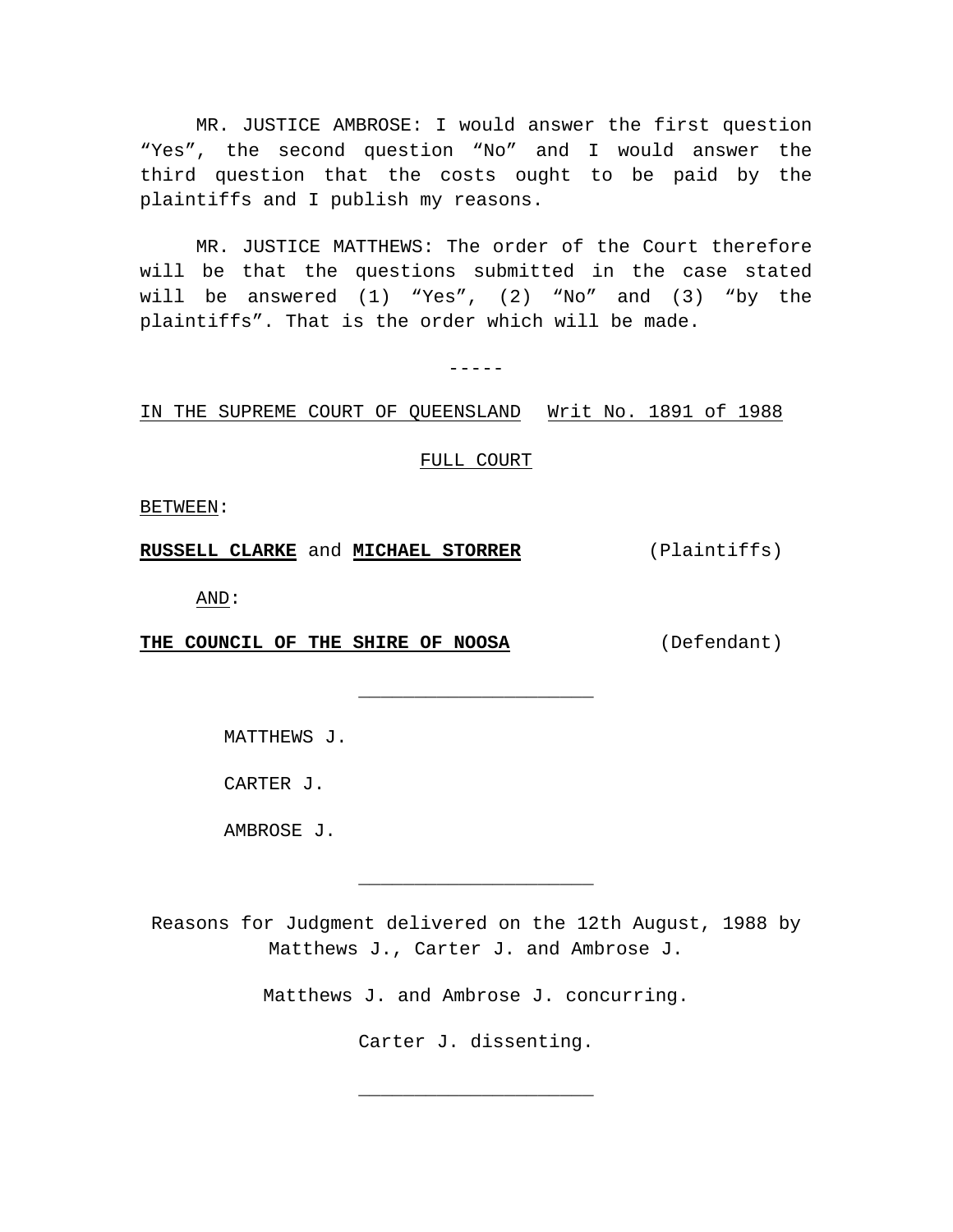MR. JUSTICE AMBROSE: I would answer the first question “Yes”, the second question “No” and I would answer the third question that the costs ought to be paid by the plaintiffs and I publish my reasons.

MR. JUSTICE MATTHEWS: The order of the Court therefore will be that the questions submitted in the case stated will be answered (1) “Yes”, (2) “No” and (3) “by the plaintiffs”. That is the order which will be made.

-----

IN THE SUPREME COURT OF QUEENSLAND Writ No. 1891 of 1988

FULL COURT

BETWEEN:

**RUSSELL CLARKE** and **MICHAEL STORRER** (Plaintiffs)

AND:

**THE COUNCIL OF THE SHIRE OF NOOSA** (Defendant)

---

MATTHEWS J.

CARTER J.

AMBROSE J.

---

Reasons for Judgment delivered on the 12th August, 1988 by Matthews J., Carter J. and Ambrose J.

Matthews J. and Ambrose J. concurring.

Carter J. dissenting.

---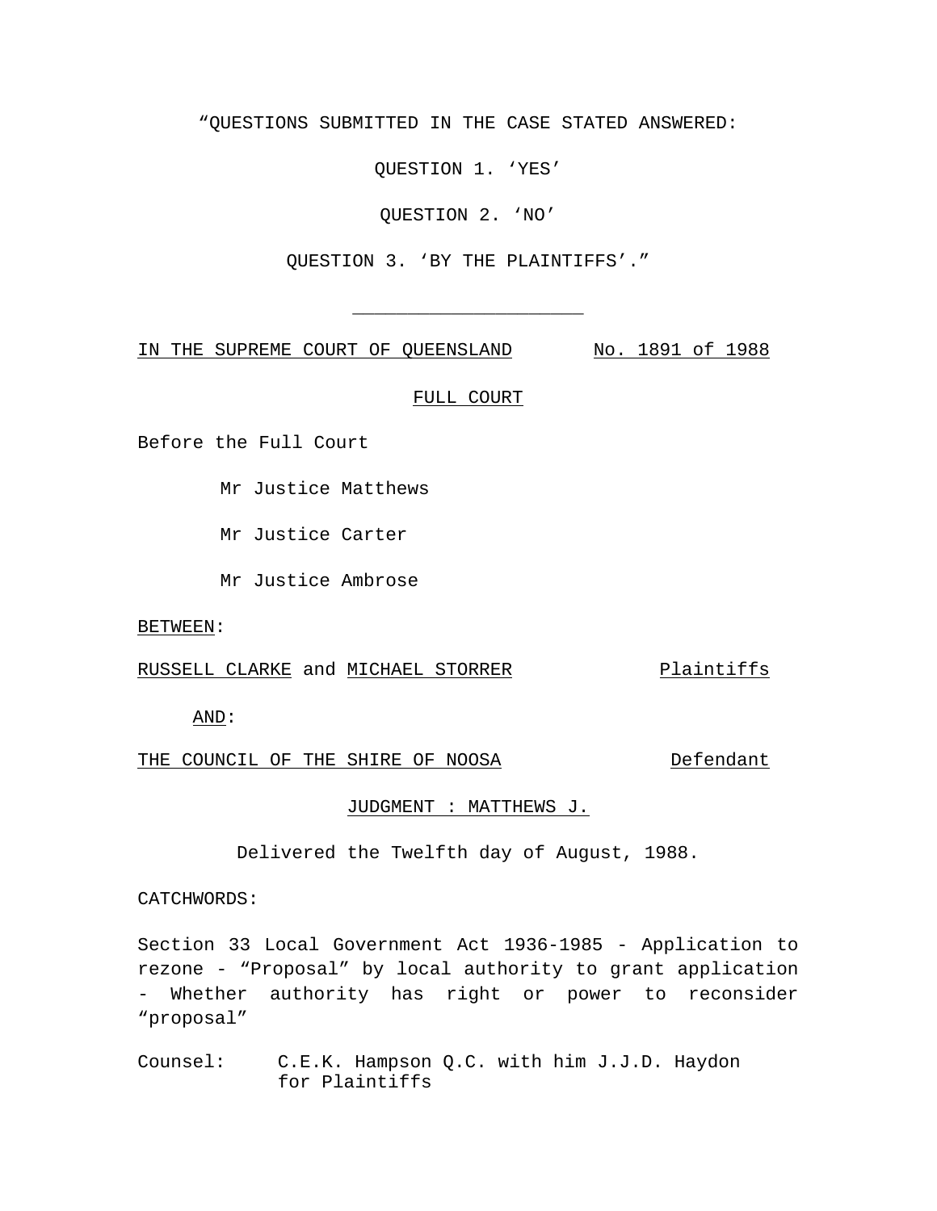"QUESTIONS SUBMITTED IN THE CASE STATED ANSWERED:

QUESTION 1. 'YES'

QUESTION 2. 'NO'

QUESTION 3. 'BY THE PLAINTIFFS'."

---

IN THE SUPREME COURT OF QUEENSLAND No. 1891 of 1988

FULL COURT

Before the Full Court

Mr Justice Matthews

Mr Justice Carter

Mr Justice Ambrose

BETWEEN:

RUSSELL CLARKE and MICHAEL STORRER Plaintiffs

AND:

THE COUNCIL OF THE SHIRE OF NOOSA Defendant

JUDGMENT : MATTHEWS J.

Delivered the Twelfth day of August, 1988.

CATCHWORDS:

Section 33 Local Government Act 1936-1985 - Application to rezone - "Proposal" by local authority to grant application - Whether authority has right or power to reconsider "proposal"

Counsel: C.E.K. Hampson Q.C. with him J.J.D. Haydon for Plaintiffs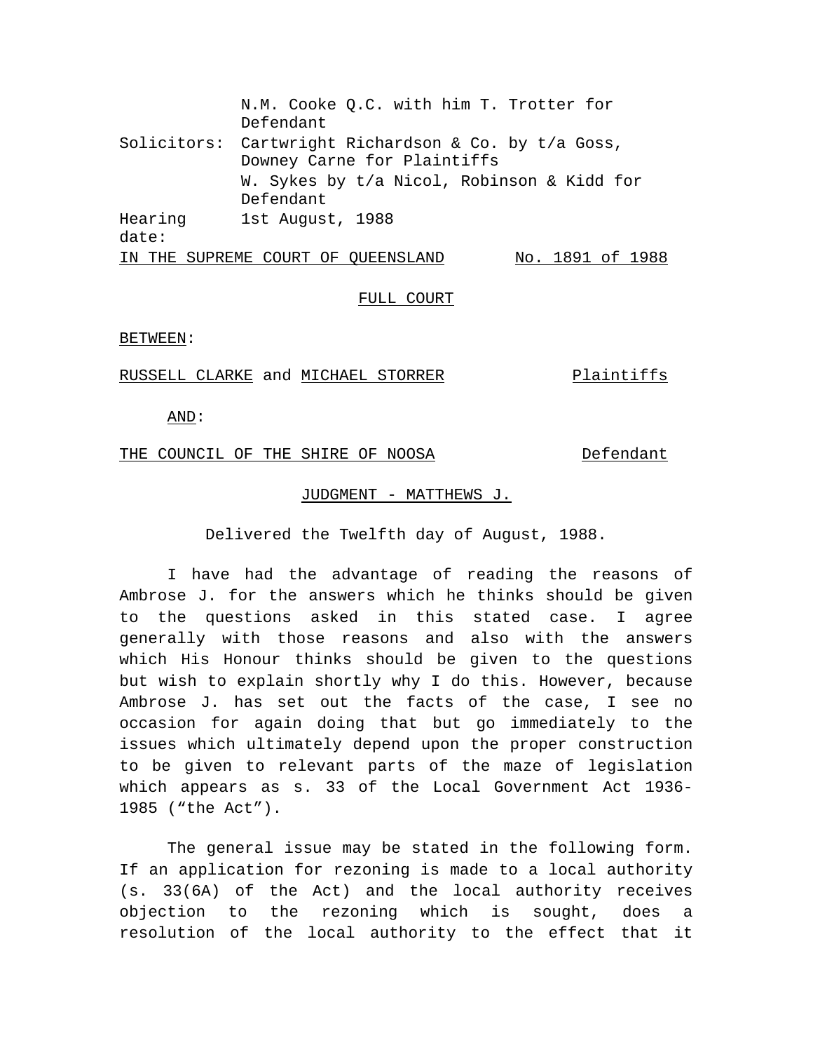N.M. Cooke Q.C. with him T. Trotter for Defendant

Solicitors: Cartwright Richardson & Co. by t/a Goss, Downey Carne for Plaintiffs

W. Sykes by t/a Nicol, Robinson & Kidd for Defendant

Hearing date: 1st August, 1988

IN THE SUPREME COURT OF QUEENSLAND — No. 1891 of 1988

FULL COURT

BETWEEN:

RUSSELL CLARKE and MICHAEL STORRER — Plaintiffs

AND:

THE COUNCIL OF THE SHIRE OF NOOSA — Defendant

JUDGMENT - MATTHEWS J.

Delivered the Twelfth day of August, 1988.

I have had the advantage of reading the reasons of Ambrose J. for the answers which he thinks should be given to the questions asked in this stated case. I agree generally with those reasons and also with the answers which His Honour thinks should be given to the questions but wish to explain shortly why I do this. However, because Ambrose J. has set out the facts of the case, I see no occasion for again doing that but go immediately to the issues which ultimately depend upon the proper construction to be given to relevant parts of the maze of legislation which appears as s. 33 of the Local Government Act 1936-1985 ("the Act").

The general issue may be stated in the following form. If an application for rezoning is made to a local authority (s. 33(6A) of the Act) and the local authority receives objection to the rezoning which is sought, does a resolution of the local authority to the effect that it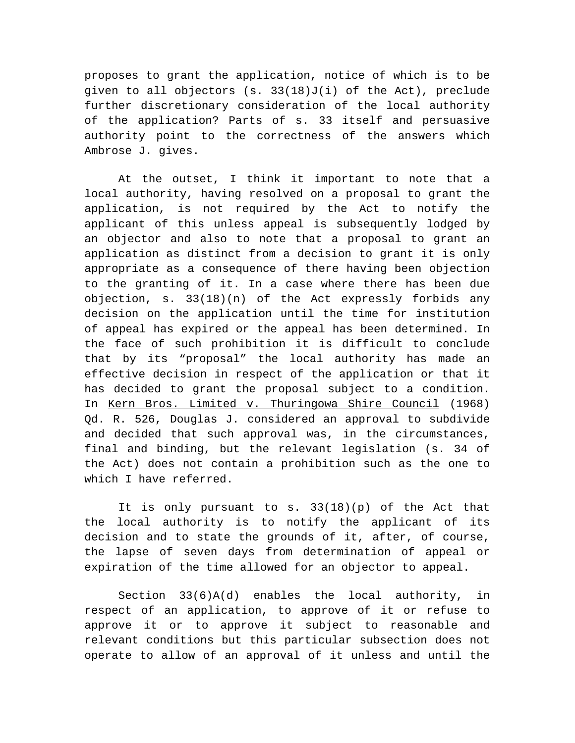proposes to grant the application, notice of which is to be given to all objectors (s. 33(18)J(i) of the Act), preclude further discretionary consideration of the local authority of the application? Parts of s. 33 itself and persuasive authority point to the correctness of the answers which Ambrose J. gives.

At the outset, I think it important to note that a local authority, having resolved on a proposal to grant the application, is not required by the Act to notify the applicant of this unless appeal is subsequently lodged by an objector and also to note that a proposal to grant an application as distinct from a decision to grant it is only appropriate as a consequence of there having been objection to the granting of it. In a case where there has been due objection, s. 33(18)(n) of the Act expressly forbids any decision on the application until the time for institution of appeal has expired or the appeal has been determined. In the face of such prohibition it is difficult to conclude that by its "proposal" the local authority has made an effective decision in respect of the application or that it has decided to grant the proposal subject to a condition. In Kern Bros. Limited v. Thuringowa Shire Council (1968) Qd. R. 526, Douglas J. considered an approval to subdivide and decided that such approval was, in the circumstances, final and binding, but the relevant legislation (s. 34 of the Act) does not contain a prohibition such as the one to which I have referred.

It is only pursuant to s. 33(18)(p) of the Act that the local authority is to notify the applicant of its decision and to state the grounds of it, after, of course, the lapse of seven days from determination of appeal or expiration of the time allowed for an objector to appeal.

Section 33(6)A(d) enables the local authority, in respect of an application, to approve of it or refuse to approve it or to approve it subject to reasonable and relevant conditions but this particular subsection does not operate to allow of an approval of it unless and until the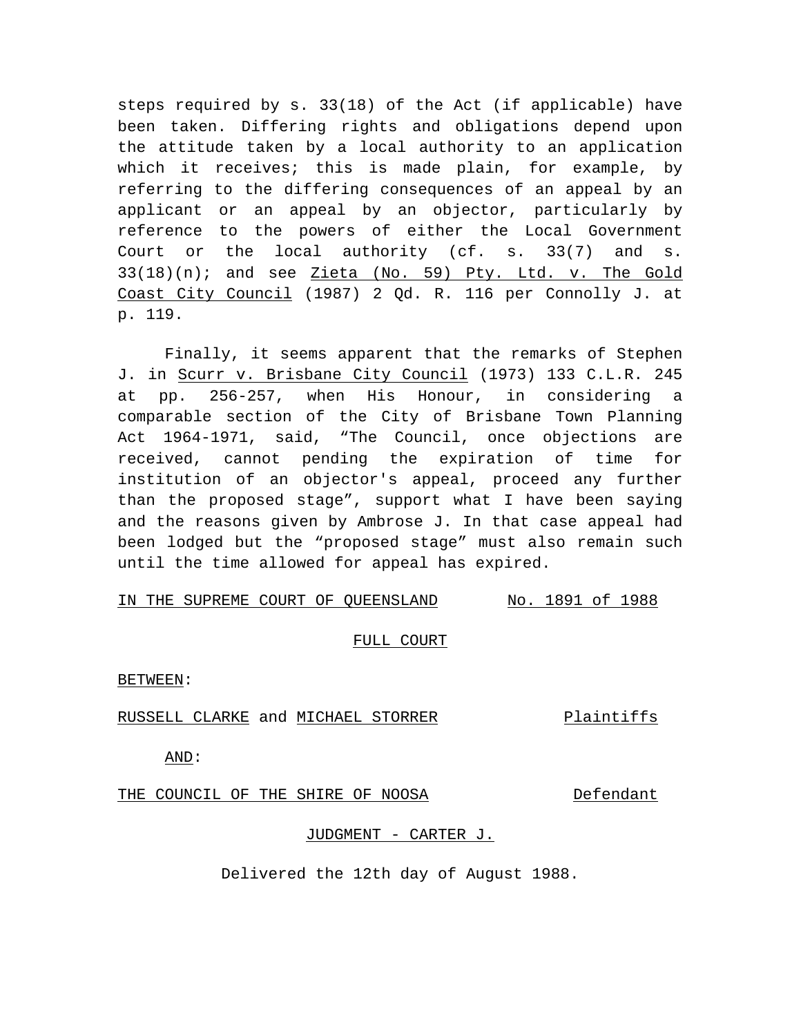steps required by s. 33(18) of the Act (if applicable) have been taken. Differing rights and obligations depend upon the attitude taken by a local authority to an application which it receives; this is made plain, for example, by referring to the differing consequences of an appeal by an applicant or an appeal by an objector, particularly by reference to the powers of either the Local Government Court or the local authority (cf. s. 33(7) and s. 33(18)(n); and see Zieta (No. 59) Pty. Ltd. v. The Gold Coast City Council (1987) 2 Qd. R. 116 per Connolly J. at p. 119.

Finally, it seems apparent that the remarks of Stephen J. in Scurr v. Brisbane City Council (1973) 133 C.L.R. 245 at pp. 256-257, when His Honour, in considering a comparable section of the City of Brisbane Town Planning Act 1964-1971, said, "The Council, once objections are received, cannot pending the expiration of time for institution of an objector's appeal, proceed any further than the proposed stage", support what I have been saying and the reasons given by Ambrose J. In that case appeal had been lodged but the "proposed stage" must also remain such until the time allowed for appeal has expired.

IN THE SUPREME COURT OF QUEENSLAND No. 1891 of 1988

FULL COURT

BETWEEN:

RUSSELL CLARKE and MICHAEL STORRER Plaintiffs

AND:

THE COUNCIL OF THE SHIRE OF NOOSA Defendant

JUDGMENT - CARTER J.

Delivered the 12th day of August 1988.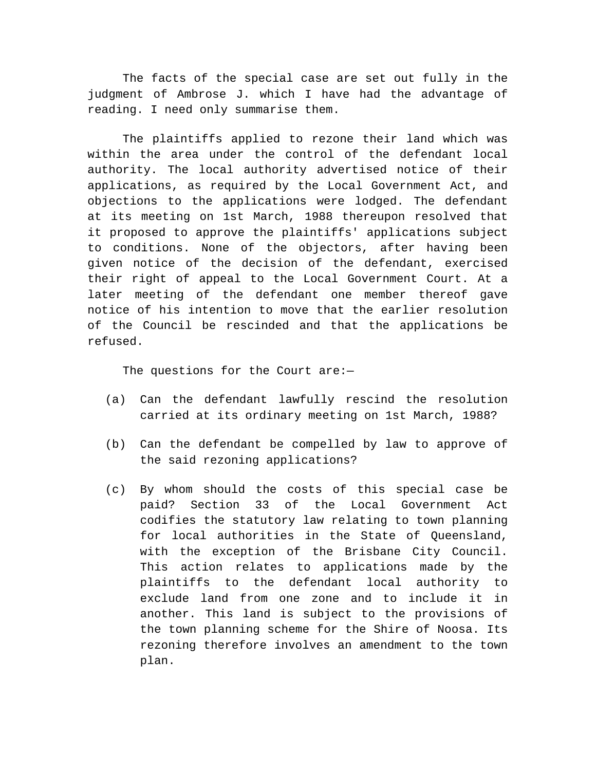The facts of the special case are set out fully in the judgment of Ambrose J. which I have had the advantage of reading. I need only summarise them.

The plaintiffs applied to rezone their land which was within the area under the control of the defendant local authority. The local authority advertised notice of their applications, as required by the Local Government Act, and objections to the applications were lodged. The defendant at its meeting on 1st March, 1988 thereupon resolved that it proposed to approve the plaintiffs' applications subject to conditions. None of the objectors, after having been given notice of the decision of the defendant, exercised their right of appeal to the Local Government Court. At a later meeting of the defendant one member thereof gave notice of his intention to move that the earlier resolution of the Council be rescinded and that the applications be refused.

The questions for the Court are:—

(a) Can the defendant lawfully rescind the resolution carried at its ordinary meeting on 1st March, 1988?

(b) Can the defendant be compelled by law to approve of the said rezoning applications?

(c) By whom should the costs of this special case be paid? Section 33 of the Local Government Act codifies the statutory law relating to town planning for local authorities in the State of Queensland, with the exception of the Brisbane City Council. This action relates to applications made by the plaintiffs to the defendant local authority to exclude land from one zone and to include it in another. This land is subject to the provisions of the town planning scheme for the Shire of Noosa. Its rezoning therefore involves an amendment to the town plan.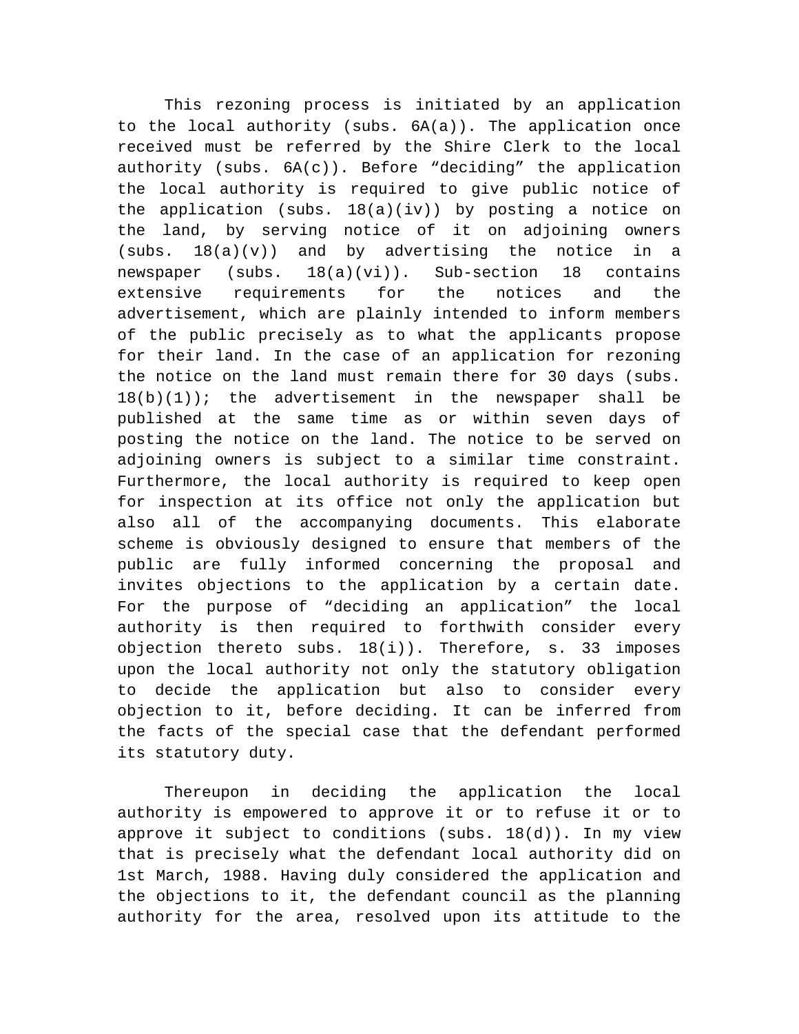This rezoning process is initiated by an application to the local authority (subs. 6A(a)). The application once received must be referred by the Shire Clerk to the local authority (subs. 6A(c)). Before "deciding" the application the local authority is required to give public notice of the application (subs. 18(a)(iv)) by posting a notice on the land, by serving notice of it on adjoining owners (subs. 18(a)(v)) and by advertising the notice in a newspaper (subs. 18(a)(vi)). Sub-section 18 contains extensive requirements for the notices and the advertisement, which are plainly intended to inform members of the public precisely as to what the applicants propose for their land. In the case of an application for rezoning the notice on the land must remain there for 30 days (subs. 18(b)(1)); the advertisement in the newspaper shall be published at the same time as or within seven days of posting the notice on the land. The notice to be served on adjoining owners is subject to a similar time constraint. Furthermore, the local authority is required to keep open for inspection at its office not only the application but also all of the accompanying documents. This elaborate scheme is obviously designed to ensure that members of the public are fully informed concerning the proposal and invites objections to the application by a certain date. For the purpose of "deciding an application" the local authority is then required to forthwith consider every objection thereto subs. 18(i)). Therefore, s. 33 imposes upon the local authority not only the statutory obligation to decide the application but also to consider every objection to it, before deciding. It can be inferred from the facts of the special case that the defendant performed its statutory duty.

Thereupon in deciding the application the local authority is empowered to approve it or to refuse it or to approve it subject to conditions (subs. 18(d)). In my view that is precisely what the defendant local authority did on 1st March, 1988. Having duly considered the application and the objections to it, the defendant council as the planning authority for the area, resolved upon its attitude to the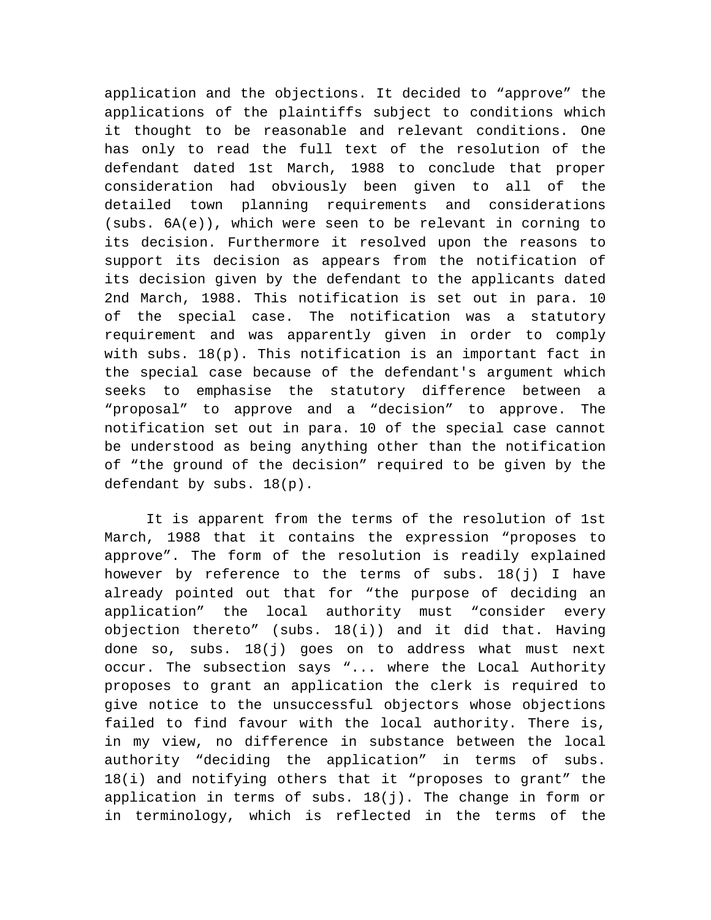application and the objections. It decided to “approve” the applications of the plaintiffs subject to conditions which it thought to be reasonable and relevant conditions. One has only to read the full text of the resolution of the defendant dated 1st March, 1988 to conclude that proper consideration had obviously been given to all of the detailed town planning requirements and considerations (subs. 6A(e)), which were seen to be relevant in corning to its decision. Furthermore it resolved upon the reasons to support its decision as appears from the notification of its decision given by the defendant to the applicants dated 2nd March, 1988. This notification is set out in para. 10 of the special case. The notification was a statutory requirement and was apparently given in order to comply with subs. 18(p). This notification is an important fact in the special case because of the defendant's argument which seeks to emphasise the statutory difference between a “proposal” to approve and a “decision” to approve. The notification set out in para. 10 of the special case cannot be understood as being anything other than the notification of “the ground of the decision” required to be given by the defendant by subs. 18(p).

It is apparent from the terms of the resolution of 1st March, 1988 that it contains the expression “proposes to approve”. The form of the resolution is readily explained however by reference to the terms of subs. 18(j) I have already pointed out that for “the purpose of deciding an application” the local authority must “consider every objection thereto” (subs. 18(i)) and it did that. Having done so, subs. 18(j) goes on to address what must next occur. The subsection says “... where the Local Authority proposes to grant an application the clerk is required to give notice to the unsuccessful objectors whose objections failed to find favour with the local authority. There is, in my view, no difference in substance between the local authority “deciding the application” in terms of subs. 18(i) and notifying others that it “proposes to grant” the application in terms of subs. 18(j). The change in form or in terminology, which is reflected in the terms of the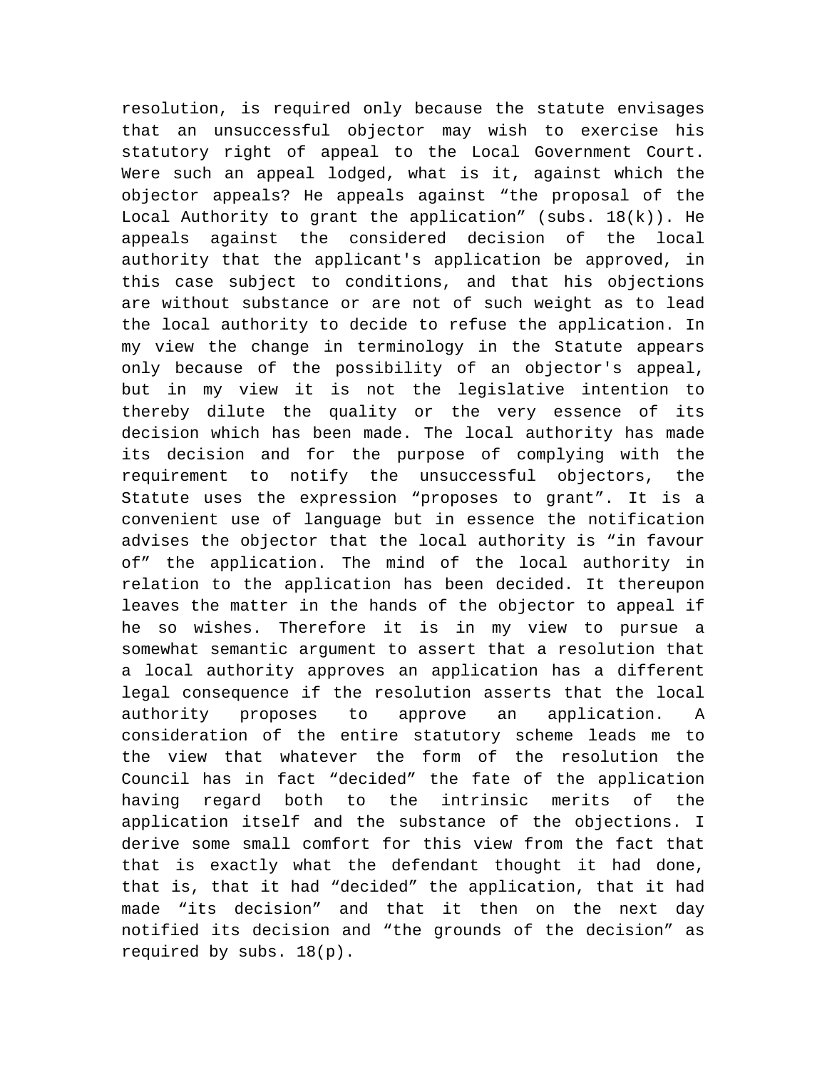resolution, is required only because the statute envisages that an unsuccessful objector may wish to exercise his statutory right of appeal to the Local Government Court. Were such an appeal lodged, what is it, against which the objector appeals? He appeals against “the proposal of the Local Authority to grant the application” (subs. 18(k)). He appeals against the considered decision of the local authority that the applicant's application be approved, in this case subject to conditions, and that his objections are without substance or are not of such weight as to lead the local authority to decide to refuse the application. In my view the change in terminology in the Statute appears only because of the possibility of an objector's appeal, but in my view it is not the legislative intention to thereby dilute the quality or the very essence of its decision which has been made. The local authority has made its decision and for the purpose of complying with the requirement to notify the unsuccessful objectors, the Statute uses the expression “proposes to grant”. It is a convenient use of language but in essence the notification advises the objector that the local authority is “in favour of” the application. The mind of the local authority in relation to the application has been decided. It thereupon leaves the matter in the hands of the objector to appeal if he so wishes. Therefore it is in my view to pursue a somewhat semantic argument to assert that a resolution that a local authority approves an application has a different legal consequence if the resolution asserts that the local authority proposes to approve an application. A consideration of the entire statutory scheme leads me to the view that whatever the form of the resolution the Council has in fact “decided” the fate of the application having regard both to the intrinsic merits of the application itself and the substance of the objections. I derive some small comfort for this view from the fact that that is exactly what the defendant thought it had done, that is, that it had “decided” the application, that it had made “its decision” and that it then on the next day notified its decision and “the grounds of the decision” as required by subs. 18(p).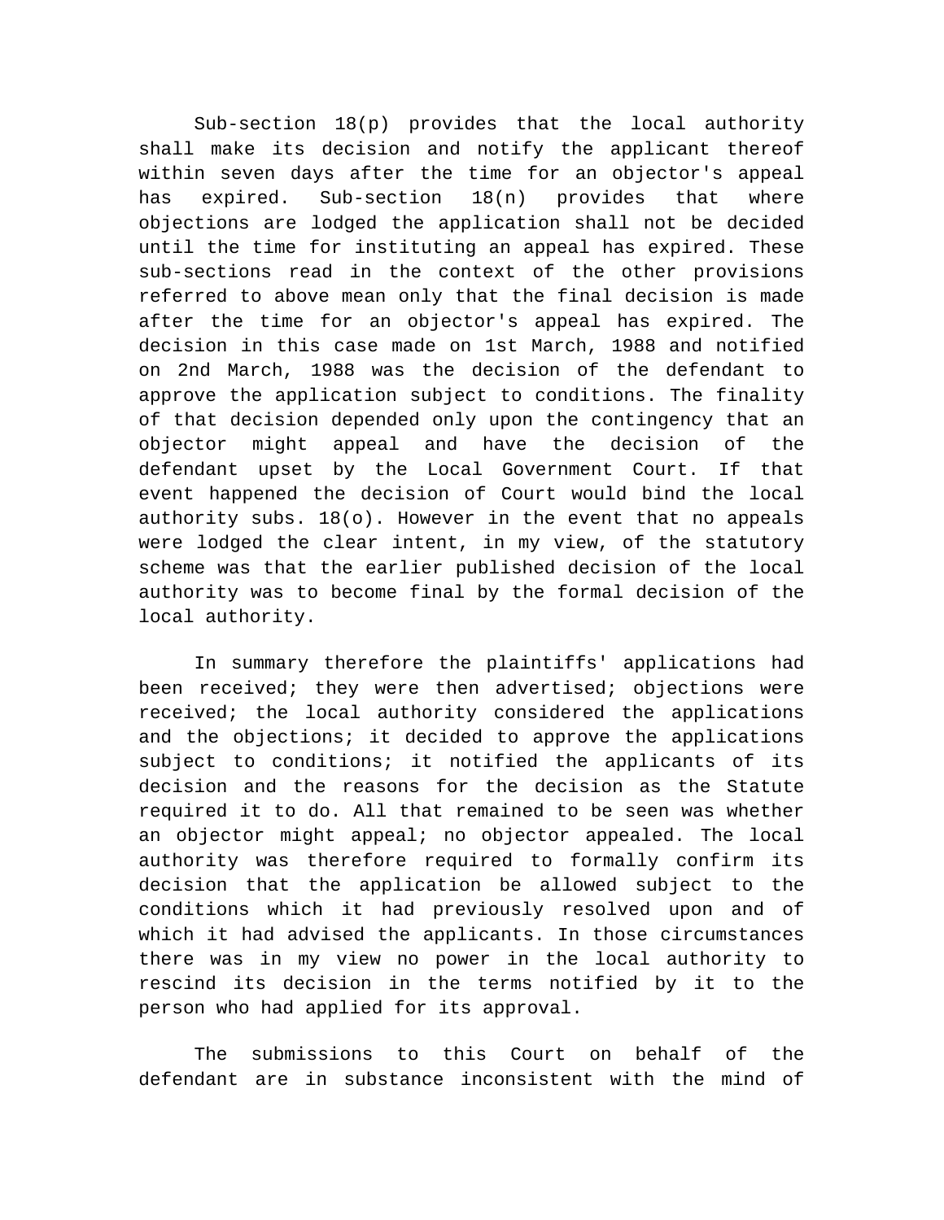Sub-section 18(p) provides that the local authority shall make its decision and notify the applicant thereof within seven days after the time for an objector's appeal has expired. Sub-section 18(n) provides that where objections are lodged the application shall not be decided until the time for instituting an appeal has expired. These sub-sections read in the context of the other provisions referred to above mean only that the final decision is made after the time for an objector's appeal has expired. The decision in this case made on 1st March, 1988 and notified on 2nd March, 1988 was the decision of the defendant to approve the application subject to conditions. The finality of that decision depended only upon the contingency that an objector might appeal and have the decision of the defendant upset by the Local Government Court. If that event happened the decision of Court would bind the local authority subs. 18(o). However in the event that no appeals were lodged the clear intent, in my view, of the statutory scheme was that the earlier published decision of the local authority was to become final by the formal decision of the local authority.

In summary therefore the plaintiffs' applications had been received; they were then advertised; objections were received; the local authority considered the applications and the objections; it decided to approve the applications subject to conditions; it notified the applicants of its decision and the reasons for the decision as the Statute required it to do. All that remained to be seen was whether an objector might appeal; no objector appealed. The local authority was therefore required to formally confirm its decision that the application be allowed subject to the conditions which it had previously resolved upon and of which it had advised the applicants. In those circumstances there was in my view no power in the local authority to rescind its decision in the terms notified by it to the person who had applied for its approval.

The submissions to this Court on behalf of the defendant are in substance inconsistent with the mind of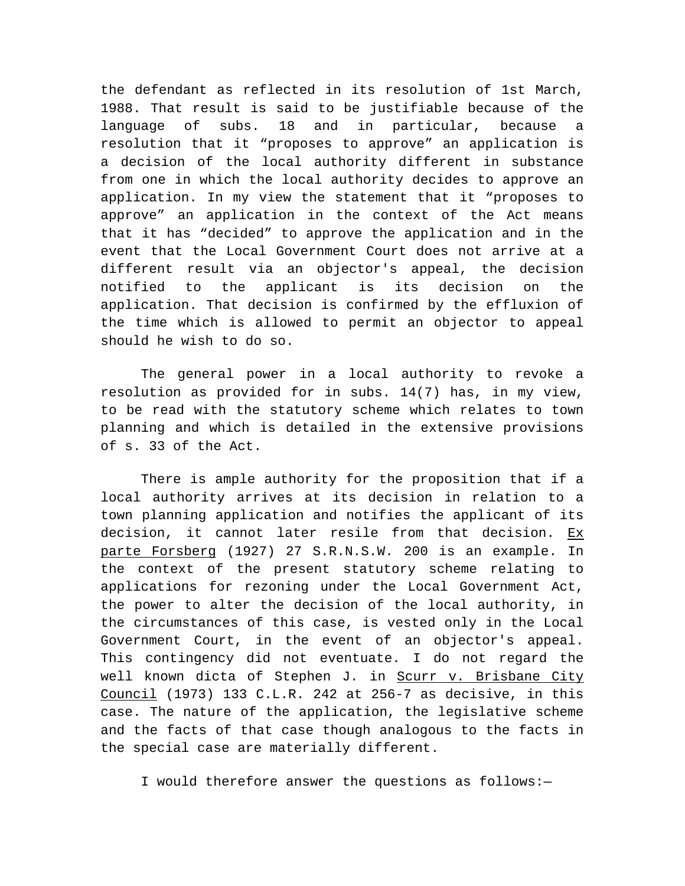the defendant as reflected in its resolution of 1st March, 1988. That result is said to be justifiable because of the language of subs. 18 and in particular, because a resolution that it “proposes to approve” an application is a decision of the local authority different in substance from one in which the local authority decides to approve an application. In my view the statement that it “proposes to approve” an application in the context of the Act means that it has “decided” to approve the application and in the event that the Local Government Court does not arrive at a different result via an objector's appeal, the decision notified to the applicant is its decision on the application. That decision is confirmed by the effluxion of the time which is allowed to permit an objector to appeal should he wish to do so.

The general power in a local authority to revoke a resolution as provided for in subs. 14(7) has, in my view, to be read with the statutory scheme which relates to town planning and which is detailed in the extensive provisions of s. 33 of the Act.

There is ample authority for the proposition that if a local authority arrives at its decision in relation to a town planning application and notifies the applicant of its decision, it cannot later resile from that decision. Ex parte Forsberg (1927) 27 S.R.N.S.W. 200 is an example. In the context of the present statutory scheme relating to applications for rezoning under the Local Government Act, the power to alter the decision of the local authority, in the circumstances of this case, is vested only in the Local Government Court, in the event of an objector's appeal. This contingency did not eventuate. I do not regard the well known dicta of Stephen J. in Scurr v. Brisbane City Council (1973) 133 C.L.R. 242 at 256-7 as decisive, in this case. The nature of the application, the legislative scheme and the facts of that case though analogous to the facts in the special case are materially different.

I would therefore answer the questions as follows:—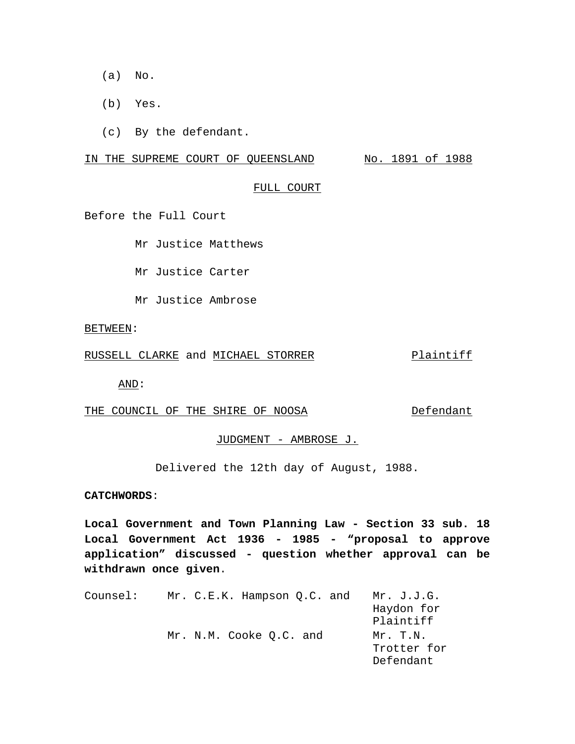(a) No.

(b) Yes.

(c) By the defendant.

IN THE SUPREME COURT OF QUEENSLAND No. 1891 of 1988

FULL COURT

Before the Full Court

Mr Justice Matthews

Mr Justice Carter

Mr Justice Ambrose

BETWEEN:

RUSSELL CLARKE and MICHAEL STORRER Plaintiff

AND:

THE COUNCIL OF THE SHIRE OF NOOSA Defendant

JUDGMENT - AMBROSE J.

Delivered the 12th day of August, 1988.

**CATCHWORDS**:

**Local Government and Town Planning Law - Section 33 sub. 18 Local Government Act 1936 - 1985 - "proposal to approve application" discussed - question whether approval can be withdrawn once given**.

| Counsel: | Mr. C.E.K. Hampson Q.C. and | Mr. J.J.G. Haydon for Plaintiff |
|---|---|---|
| | Mr. N.M. Cooke Q.C. and | Mr. T.N. Trotter for Defendant |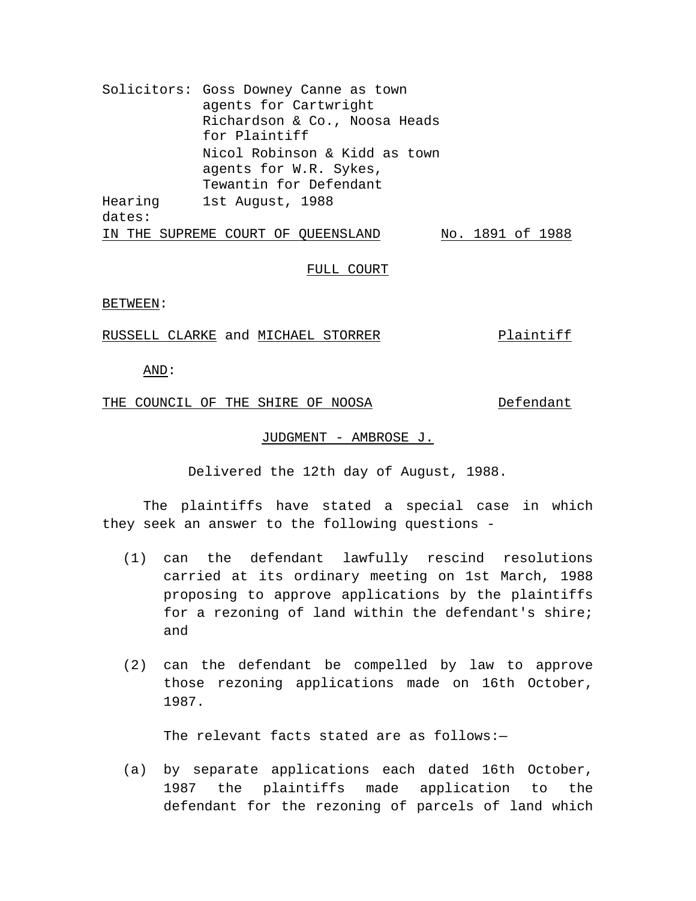Solicitors: Goss Downey Canne as town agents for Cartwright Richardson & Co., Noosa Heads for Plaintiff

Nicol Robinson & Kidd as town agents for W.R. Sykes, Tewantin for Defendant

Hearing dates: 1st August, 1988

IN THE SUPREME COURT OF QUEENSLAND — No. 1891 of 1988

FULL COURT

BETWEEN:

RUSSELL CLARKE and MICHAEL STORRER — Plaintiff

AND:

THE COUNCIL OF THE SHIRE OF NOOSA — Defendant

JUDGMENT - AMBROSE J.

Delivered the 12th day of August, 1988.

The plaintiffs have stated a special case in which they seek an answer to the following questions -

(1) can the defendant lawfully rescind resolutions carried at its ordinary meeting on 1st March, 1988 proposing to approve applications by the plaintiffs for a rezoning of land within the defendant's shire; and

(2) can the defendant be compelled by law to approve those rezoning applications made on 16th October, 1987.

The relevant facts stated are as follows:—

(a) by separate applications each dated 16th October, 1987 the plaintiffs made application to the defendant for the rezoning of parcels of land which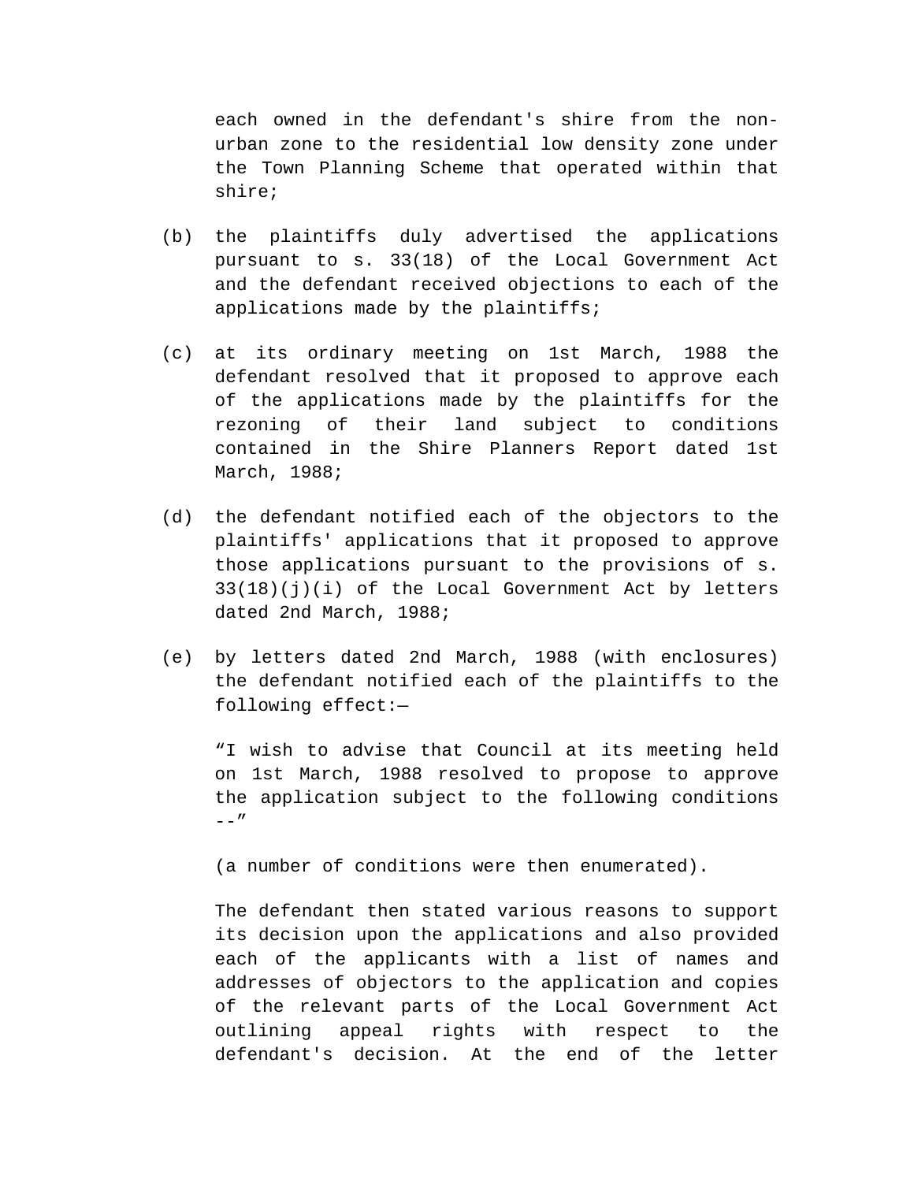each owned in the defendant's shire from the non-urban zone to the residential low density zone under the Town Planning Scheme that operated within that shire;

(b) the plaintiffs duly advertised the applications pursuant to s. 33(18) of the Local Government Act and the defendant received objections to each of the applications made by the plaintiffs;

(c) at its ordinary meeting on 1st March, 1988 the defendant resolved that it proposed to approve each of the applications made by the plaintiffs for the rezoning of their land subject to conditions contained in the Shire Planners Report dated 1st March, 1988;

(d) the defendant notified each of the objectors to the plaintiffs' applications that it proposed to approve those applications pursuant to the provisions of s. 33(18)(j)(i) of the Local Government Act by letters dated 2nd March, 1988;

(e) by letters dated 2nd March, 1988 (with enclosures) the defendant notified each of the plaintiffs to the following effect:—

“I wish to advise that Council at its meeting held on 1st March, 1988 resolved to propose to approve the application subject to the following conditions --”

(a number of conditions were then enumerated).

The defendant then stated various reasons to support its decision upon the applications and also provided each of the applicants with a list of names and addresses of objectors to the application and copies of the relevant parts of the Local Government Act outlining appeal rights with respect to the defendant's decision. At the end of the letter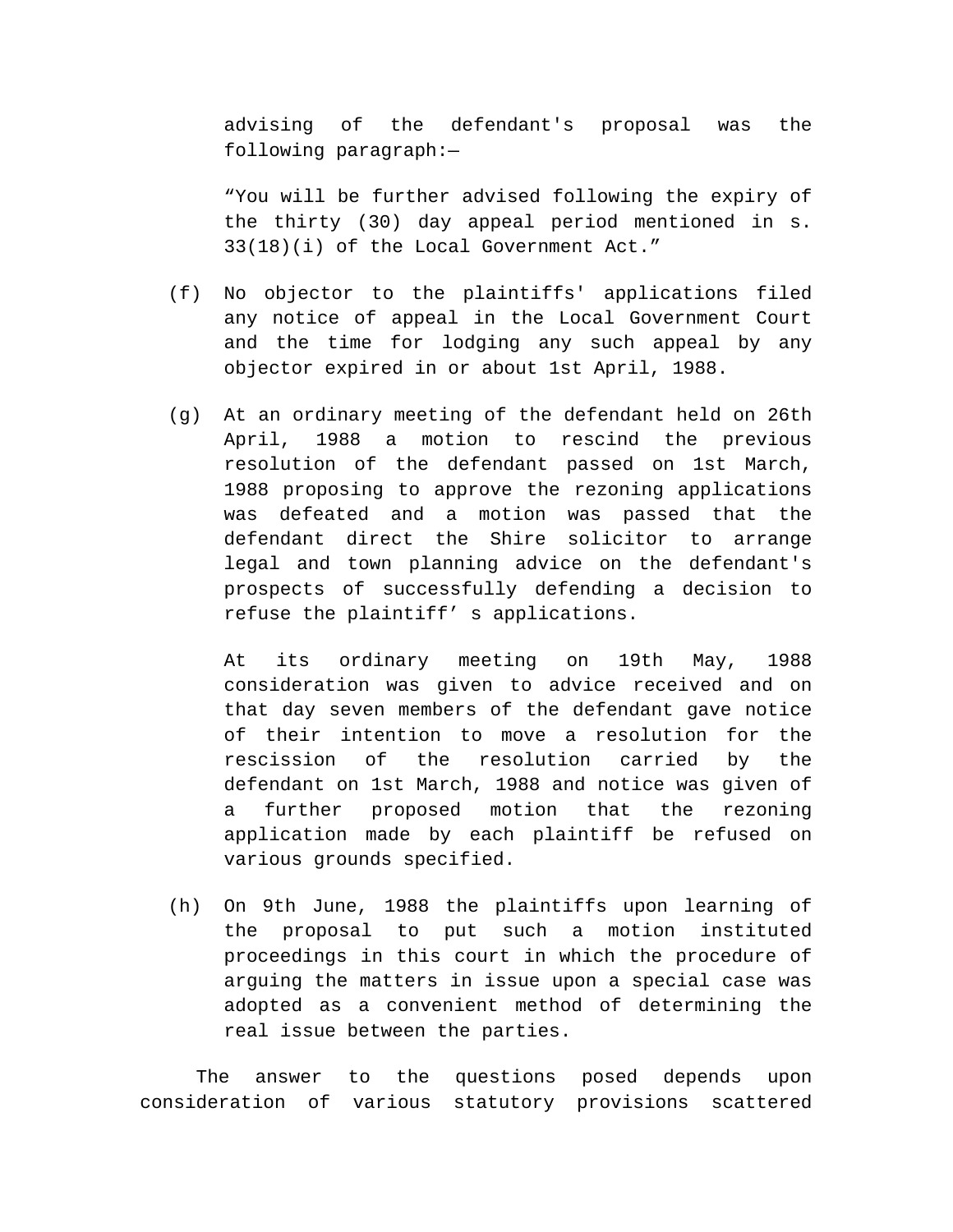advising of the defendant's proposal was the following paragraph:—

“You will be further advised following the expiry of the thirty (30) day appeal period mentioned in s. 33(18)(i) of the Local Government Act.”

(f) No objector to the plaintiffs' applications filed any notice of appeal in the Local Government Court and the time for lodging any such appeal by any objector expired in or about 1st April, 1988.

(g) At an ordinary meeting of the defendant held on 26th April, 1988 a motion to rescind the previous resolution of the defendant passed on 1st March, 1988 proposing to approve the rezoning applications was defeated and a motion was passed that the defendant direct the Shire solicitor to arrange legal and town planning advice on the defendant's prospects of successfully defending a decision to refuse the plaintiff’ s applications.

At its ordinary meeting on 19th May, 1988 consideration was given to advice received and on that day seven members of the defendant gave notice of their intention to move a resolution for the rescission of the resolution carried by the defendant on 1st March, 1988 and notice was given of a further proposed motion that the rezoning application made by each plaintiff be refused on various grounds specified.

(h) On 9th June, 1988 the plaintiffs upon learning of the proposal to put such a motion instituted proceedings in this court in which the procedure of arguing the matters in issue upon a special case was adopted as a convenient method of determining the real issue between the parties.

The answer to the questions posed depends upon consideration of various statutory provisions scattered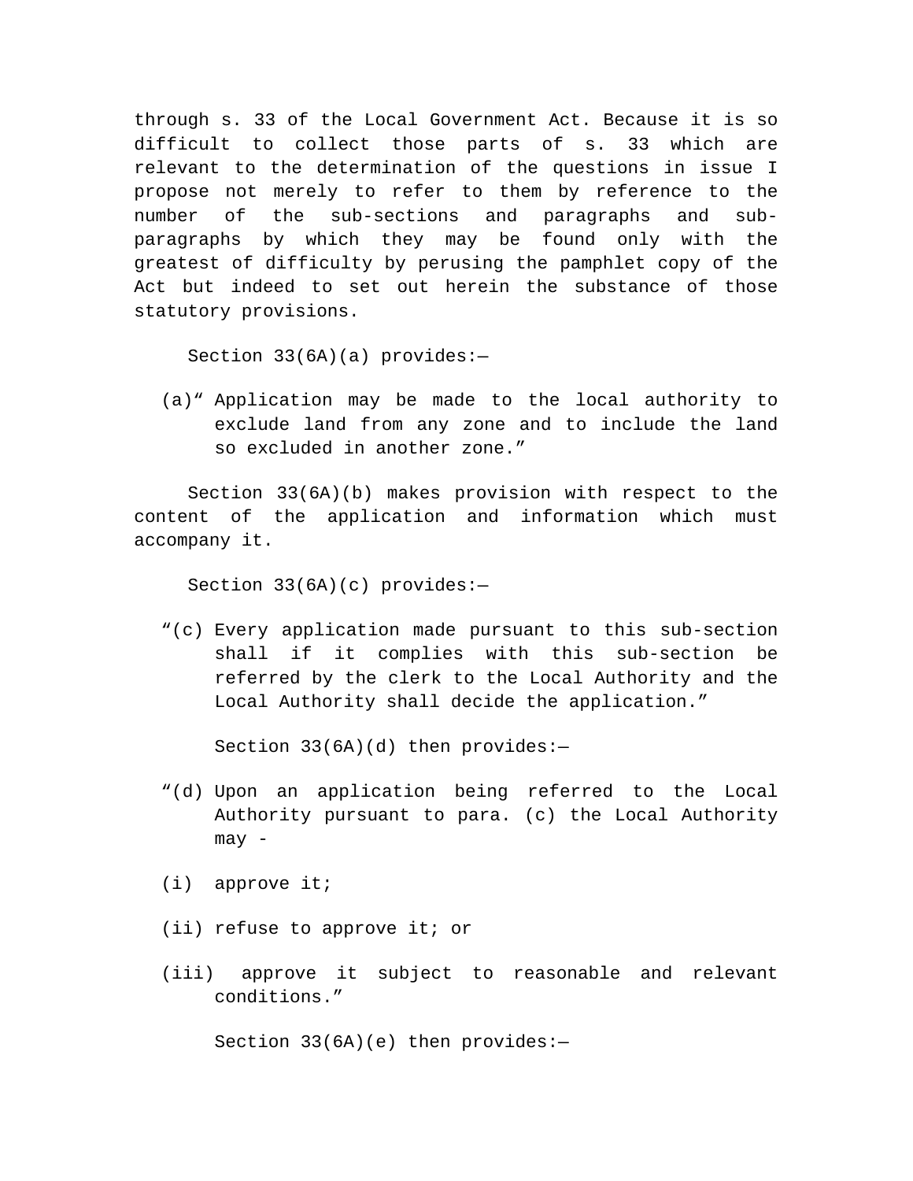through s. 33 of the Local Government Act. Because it is so difficult to collect those parts of s. 33 which are relevant to the determination of the questions in issue I propose not merely to refer to them by reference to the number of the sub-sections and paragraphs and sub-paragraphs by which they may be found only with the greatest of difficulty by perusing the pamphlet copy of the Act but indeed to set out herein the substance of those statutory provisions.

Section 33(6A)(a) provides:—

> (a) "Application may be made to the local authority to exclude land from any zone and to include the land so excluded in another zone."

Section 33(6A)(b) makes provision with respect to the content of the application and information which must accompany it.

Section 33(6A)(c) provides:—

> "(c) Every application made pursuant to this sub-section shall if it complies with this sub-section be referred by the clerk to the Local Authority and the Local Authority shall decide the application."

Section 33(6A)(d) then provides:—

> "(d) Upon an application being referred to the Local Authority pursuant to para. (c) the Local Authority may -
>
> (i) approve it;
>
> (ii) refuse to approve it; or
>
> (iii) approve it subject to reasonable and relevant conditions."

Section 33(6A)(e) then provides:—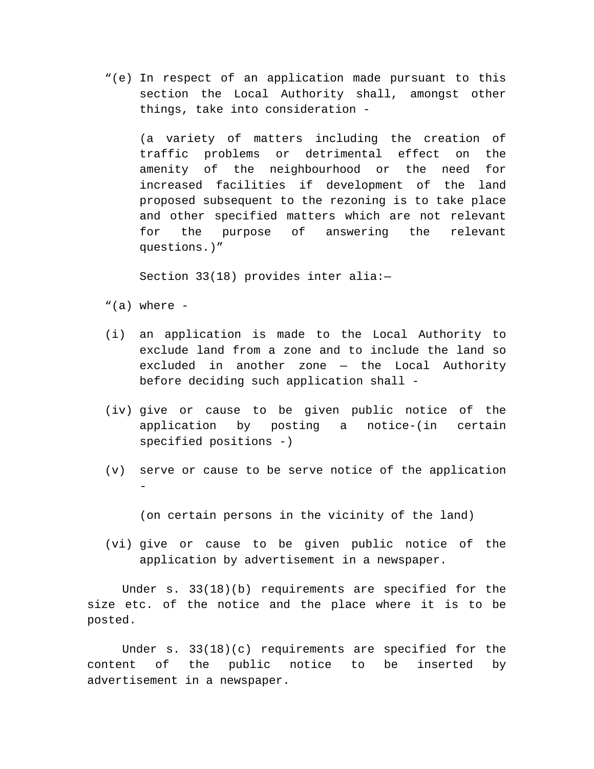"(e) In respect of an application made pursuant to this section the Local Authority shall, amongst other things, take into consideration -

(a variety of matters including the creation of traffic problems or detrimental effect on the amenity of the neighbourhood or the need for increased facilities if development of the land proposed subsequent to the rezoning is to take place and other specified matters which are not relevant for the purpose of answering the relevant questions.)"

Section 33(18) provides inter alia:—

"(a) where -

(i) an application is made to the Local Authority to exclude land from a zone and to include the land so excluded in another zone — the Local Authority before deciding such application shall -

(iv) give or cause to be given public notice of the application by posting a notice-(in certain specified positions -)

(v) serve or cause to be serve notice of the application -

(on certain persons in the vicinity of the land)

(vi) give or cause to be given public notice of the application by advertisement in a newspaper.

Under s. 33(18)(b) requirements are specified for the size etc. of the notice and the place where it is to be posted.

Under s. 33(18)(c) requirements are specified for the content of the public notice to be inserted by advertisement in a newspaper.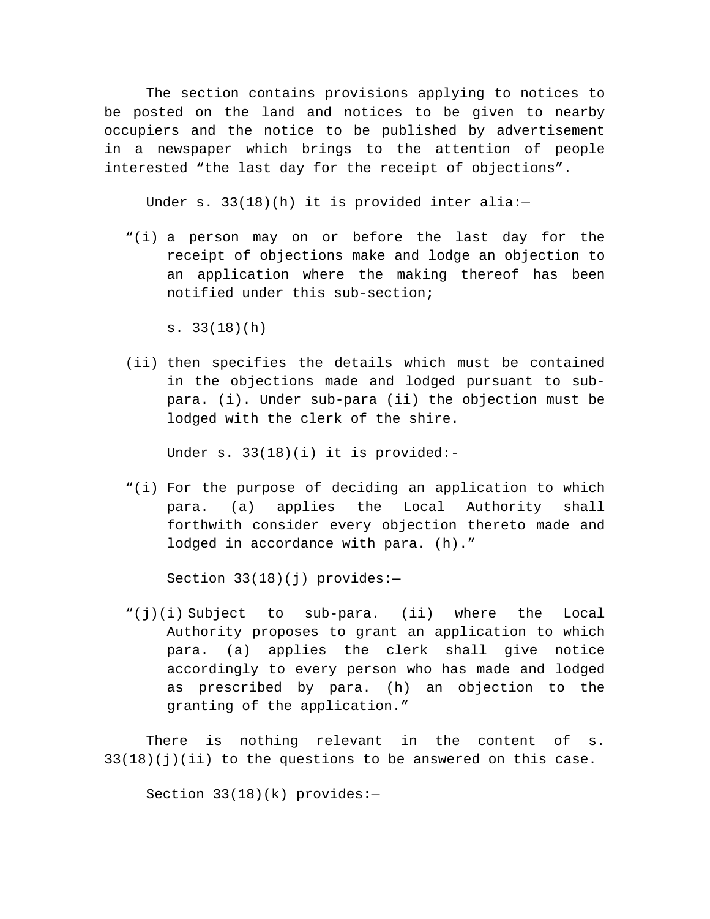The section contains provisions applying to notices to be posted on the land and notices to be given to nearby occupiers and the notice to be published by advertisement in a newspaper which brings to the attention of people interested "the last day for the receipt of objections".

Under s. 33(18)(h) it is provided inter alia:—

"(i) a person may on or before the last day for the receipt of objections make and lodge an objection to an application where the making thereof has been notified under this sub-section;

s. 33(18)(h)

(ii) then specifies the details which must be contained in the objections made and lodged pursuant to sub-para. (i). Under sub-para (ii) the objection must be lodged with the clerk of the shire.

Under s. 33(18)(i) it is provided:-

"(i) For the purpose of deciding an application to which para. (a) applies the Local Authority shall forthwith consider every objection thereto made and lodged in accordance with para. (h)."

Section 33(18)(j) provides:—

"(j)(i) Subject to sub-para. (ii) where the Local Authority proposes to grant an application to which para. (a) applies the clerk shall give notice accordingly to every person who has made and lodged as prescribed by para. (h) an objection to the granting of the application."

There is nothing relevant in the content of s. 33(18)(j)(ii) to the questions to be answered on this case.

Section 33(18)(k) provides:—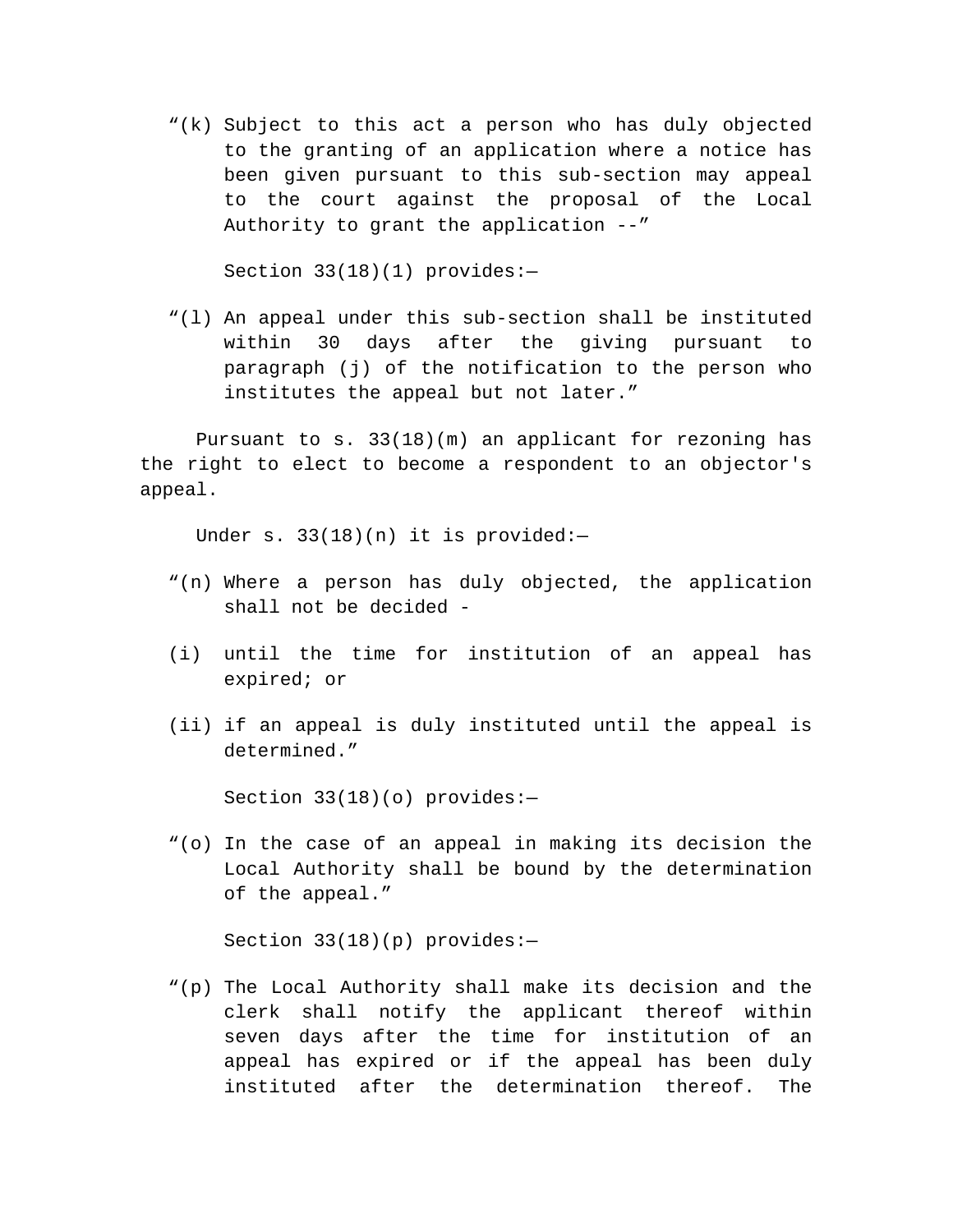> "(k) Subject to this act a person who has duly objected to the granting of an application where a notice has been given pursuant to this sub-section may appeal to the court against the proposal of the Local Authority to grant the application --"

Section 33(18)(1) provides:—

> "(l) An appeal under this sub-section shall be instituted within 30 days after the giving pursuant to paragraph (j) of the notification to the person who institutes the appeal but not later."

Pursuant to s. 33(18)(m) an applicant for rezoning has the right to elect to become a respondent to an objector's appeal.

Under s. 33(18)(n) it is provided:—

> "(n) Where a person has duly objected, the application shall not be decided -
>
> (i) until the time for institution of an appeal has expired; or
>
> (ii) if an appeal is duly instituted until the appeal is determined."

Section 33(18)(o) provides:—

> "(o) In the case of an appeal in making its decision the Local Authority shall be bound by the determination of the appeal."

Section 33(18)(p) provides:—

> "(p) The Local Authority shall make its decision and the clerk shall notify the applicant thereof within seven days after the time for institution of an appeal has expired or if the appeal has been duly instituted after the determination thereof. The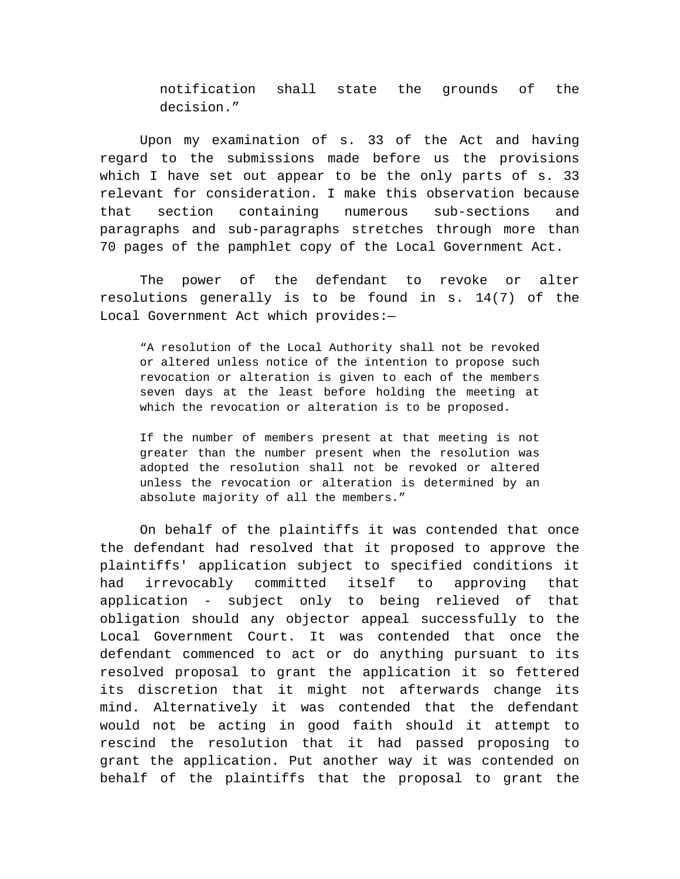> notification shall state the grounds of the decision."

Upon my examination of s. 33 of the Act and having regard to the submissions made before us the provisions which I have set out appear to be the only parts of s. 33 relevant for consideration. I make this observation because that section containing numerous sub-sections and paragraphs and sub-paragraphs stretches through more than 70 pages of the pamphlet copy of the Local Government Act.

The power of the defendant to revoke or alter resolutions generally is to be found in s. 14(7) of the Local Government Act which provides:—

> "A resolution of the Local Authority shall not be revoked or altered unless notice of the intention to propose such revocation or alteration is given to each of the members seven days at the least before holding the meeting at which the revocation or alteration is to be proposed.
>
> If the number of members present at that meeting is not greater than the number present when the resolution was adopted the resolution shall not be revoked or altered unless the revocation or alteration is determined by an absolute majority of all the members."

On behalf of the plaintiffs it was contended that once the defendant had resolved that it proposed to approve the plaintiffs' application subject to specified conditions it had irrevocably committed itself to approving that application - subject only to being relieved of that obligation should any objector appeal successfully to the Local Government Court. It was contended that once the defendant commenced to act or do anything pursuant to its resolved proposal to grant the application it so fettered its discretion that it might not afterwards change its mind. Alternatively it was contended that the defendant would not be acting in good faith should it attempt to rescind the resolution that it had passed proposing to grant the application. Put another way it was contended on behalf of the plaintiffs that the proposal to grant the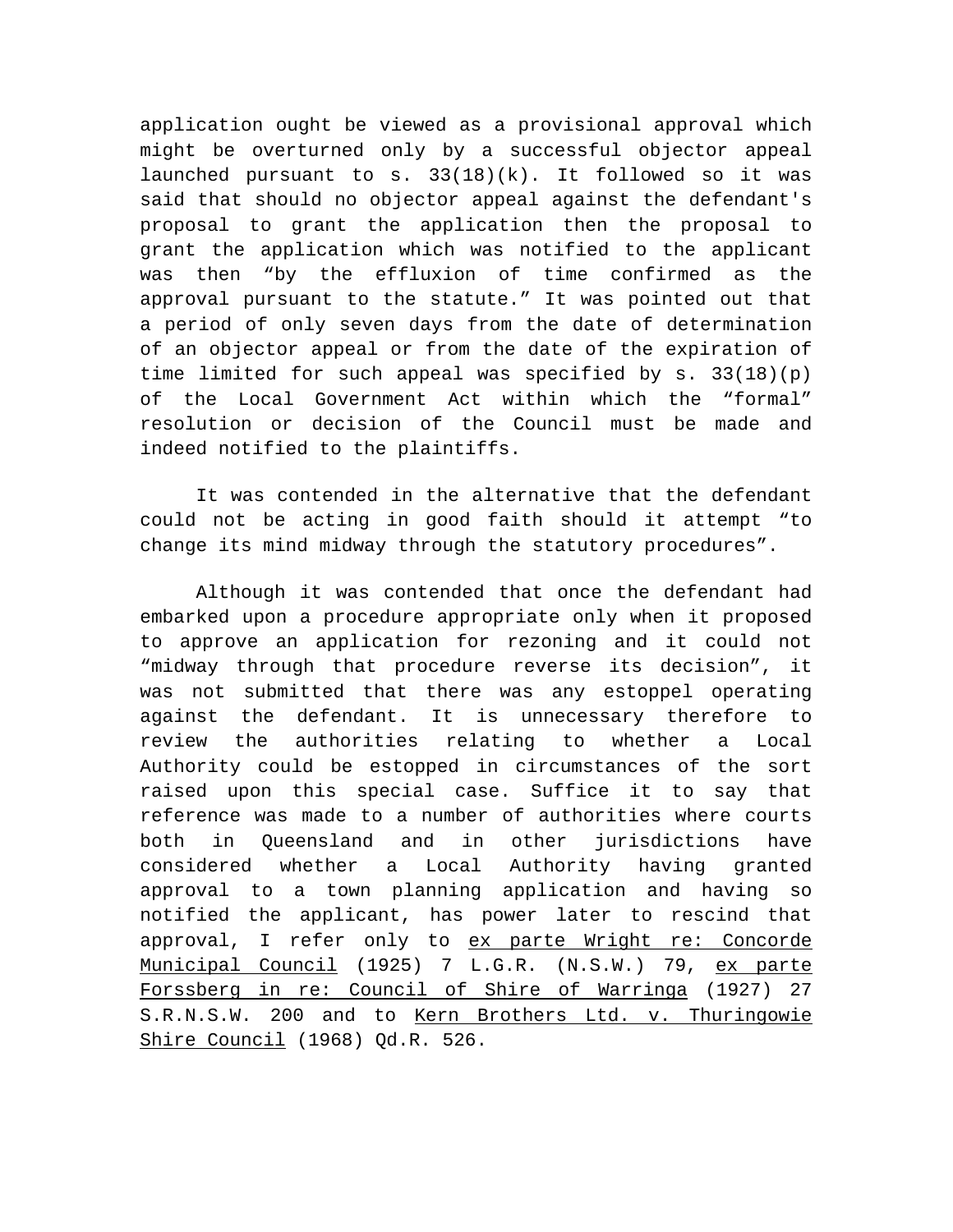application ought be viewed as a provisional approval which might be overturned only by a successful objector appeal launched pursuant to s. 33(18)(k). It followed so it was said that should no objector appeal against the defendant's proposal to grant the application then the proposal to grant the application which was notified to the applicant was then "by the effluxion of time confirmed as the approval pursuant to the statute." It was pointed out that a period of only seven days from the date of determination of an objector appeal or from the date of the expiration of time limited for such appeal was specified by s. 33(18)(p) of the Local Government Act within which the "formal" resolution or decision of the Council must be made and indeed notified to the plaintiffs.

It was contended in the alternative that the defendant could not be acting in good faith should it attempt "to change its mind midway through the statutory procedures".

Although it was contended that once the defendant had embarked upon a procedure appropriate only when it proposed to approve an application for rezoning and it could not "midway through that procedure reverse its decision", it was not submitted that there was any estoppel operating against the defendant. It is unnecessary therefore to review the authorities relating to whether a Local Authority could be estopped in circumstances of the sort raised upon this special case. Suffice it to say that reference was made to a number of authorities where courts both in Queensland and in other jurisdictions have considered whether a Local Authority having granted approval to a town planning application and having so notified the applicant, has power later to rescind that approval, I refer only to ex parte Wright re: Concorde Municipal Council (1925) 7 L.G.R. (N.S.W.) 79, ex parte Forssberg in re: Council of Shire of Warringa (1927) 27 S.R.N.S.W. 200 and to Kern Brothers Ltd. v. Thuringowie Shire Council (1968) Qd.R. 526.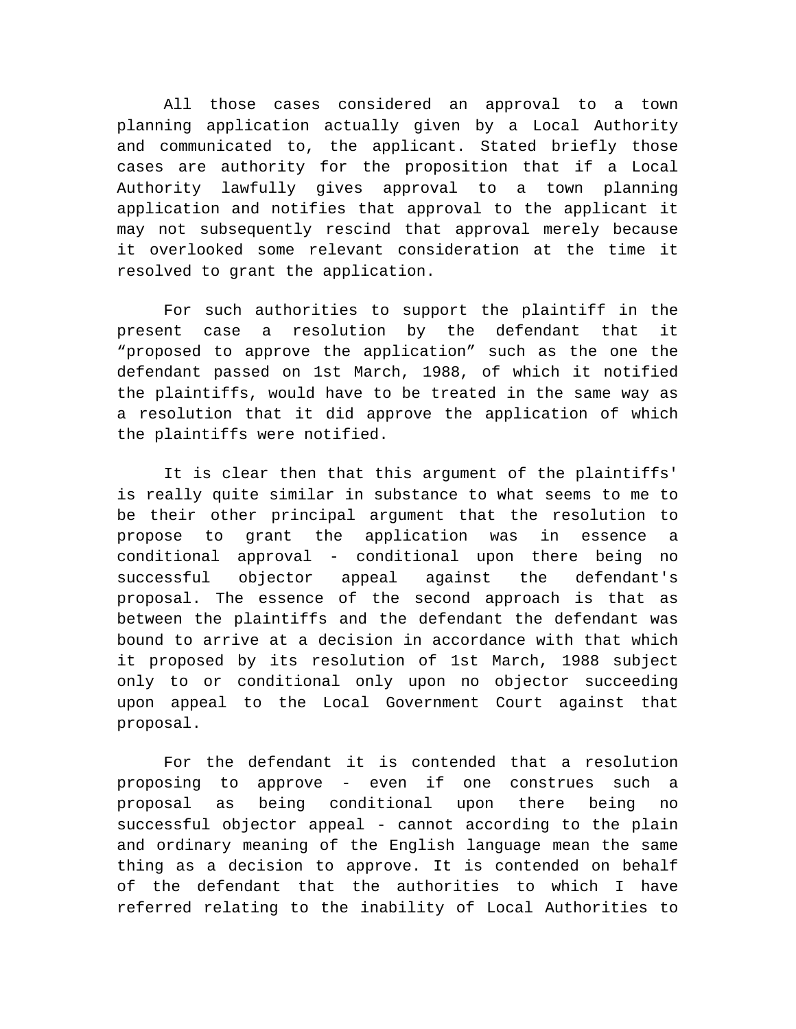All those cases considered an approval to a town planning application actually given by a Local Authority and communicated to, the applicant. Stated briefly those cases are authority for the proposition that if a Local Authority lawfully gives approval to a town planning application and notifies that approval to the applicant it may not subsequently rescind that approval merely because it overlooked some relevant consideration at the time it resolved to grant the application.

For such authorities to support the plaintiff in the present case a resolution by the defendant that it "proposed to approve the application" such as the one the defendant passed on 1st March, 1988, of which it notified the plaintiffs, would have to be treated in the same way as a resolution that it did approve the application of which the plaintiffs were notified.

It is clear then that this argument of the plaintiffs' is really quite similar in substance to what seems to me to be their other principal argument that the resolution to propose to grant the application was in essence a conditional approval - conditional upon there being no successful objector appeal against the defendant's proposal. The essence of the second approach is that as between the plaintiffs and the defendant the defendant was bound to arrive at a decision in accordance with that which it proposed by its resolution of 1st March, 1988 subject only to or conditional only upon no objector succeeding upon appeal to the Local Government Court against that proposal.

For the defendant it is contended that a resolution proposing to approve - even if one construes such a proposal as being conditional upon there being no successful objector appeal - cannot according to the plain and ordinary meaning of the English language mean the same thing as a decision to approve. It is contended on behalf of the defendant that the authorities to which I have referred relating to the inability of Local Authorities to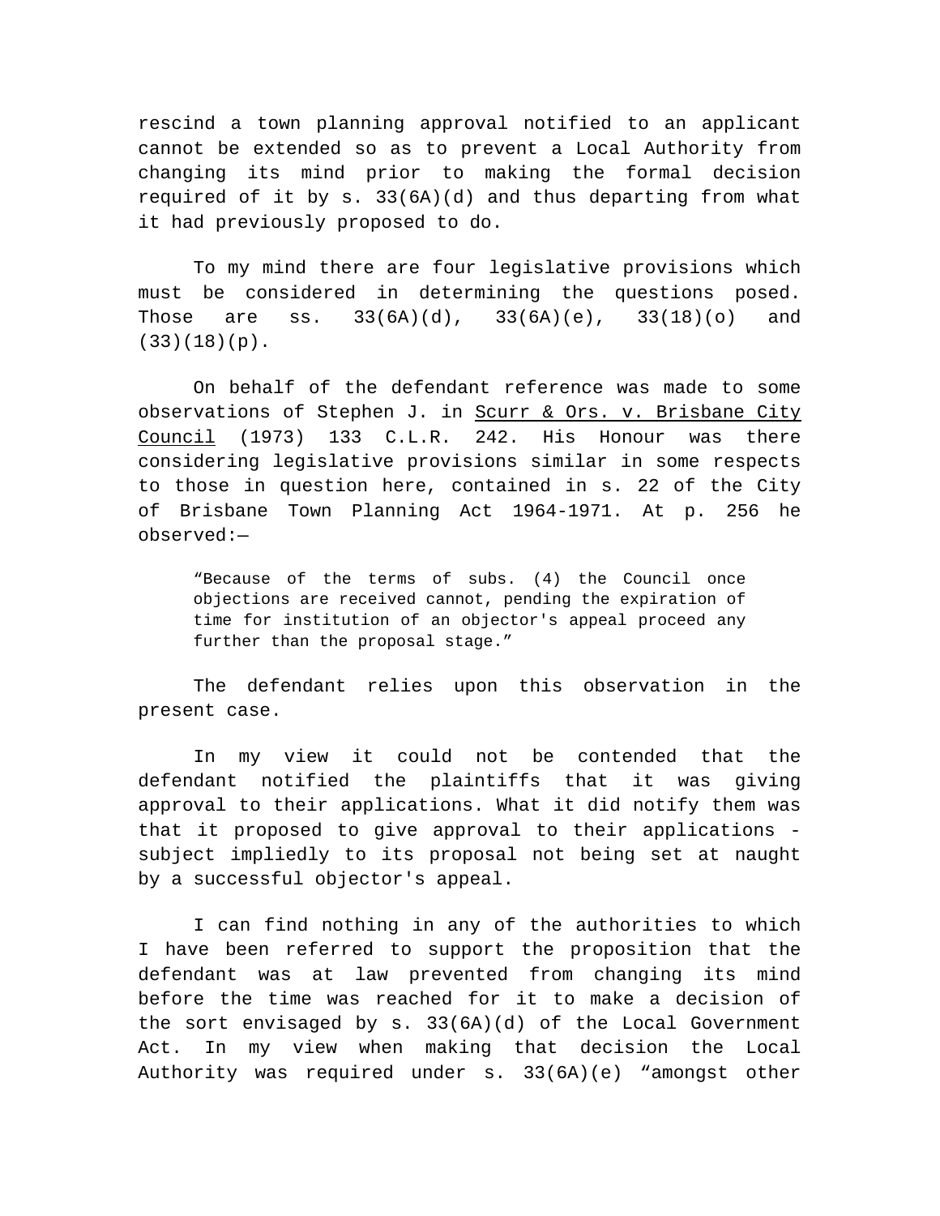rescind a town planning approval notified to an applicant cannot be extended so as to prevent a Local Authority from changing its mind prior to making the formal decision required of it by s. 33(6A)(d) and thus departing from what it had previously proposed to do.

To my mind there are four legislative provisions which must be considered in determining the questions posed. Those are ss. 33(6A)(d), 33(6A)(e), 33(18)(o) and (33)(18)(p).

On behalf of the defendant reference was made to some observations of Stephen J. in Scurr & Ors. v. Brisbane City Council (1973) 133 C.L.R. 242. His Honour was there considering legislative provisions similar in some respects to those in question here, contained in s. 22 of the City of Brisbane Town Planning Act 1964-1971. At p. 256 he observed:—

> "Because of the terms of subs. (4) the Council once objections are received cannot, pending the expiration of time for institution of an objector's appeal proceed any further than the proposal stage."

The defendant relies upon this observation in the present case.

In my view it could not be contended that the defendant notified the plaintiffs that it was giving approval to their applications. What it did notify them was that it proposed to give approval to their applications - subject impliedly to its proposal not being set at naught by a successful objector's appeal.

I can find nothing in any of the authorities to which I have been referred to support the proposition that the defendant was at law prevented from changing its mind before the time was reached for it to make a decision of the sort envisaged by s. 33(6A)(d) of the Local Government Act. In my view when making that decision the Local Authority was required under s. 33(6A)(e) "amongst other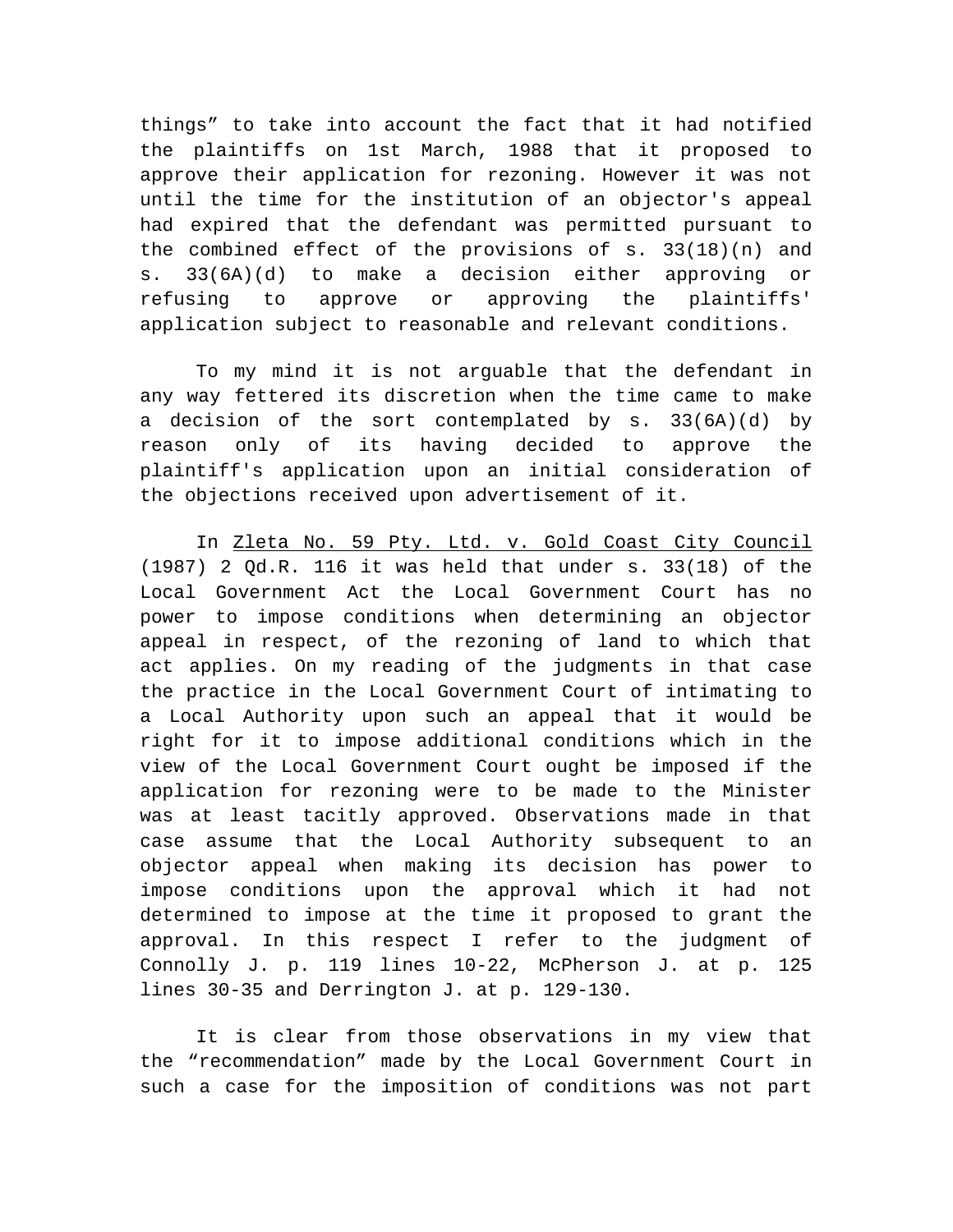things" to take into account the fact that it had notified the plaintiffs on 1st March, 1988 that it proposed to approve their application for rezoning. However it was not until the time for the institution of an objector's appeal had expired that the defendant was permitted pursuant to the combined effect of the provisions of s. 33(18)(n) and s. 33(6A)(d) to make a decision either approving or refusing to approve or approving the plaintiffs' application subject to reasonable and relevant conditions.

To my mind it is not arguable that the defendant in any way fettered its discretion when the time came to make a decision of the sort contemplated by s. 33(6A)(d) by reason only of its having decided to approve the plaintiff's application upon an initial consideration of the objections received upon advertisement of it.

In Zleta No. 59 Pty. Ltd. v. Gold Coast City Council (1987) 2 Qd.R. 116 it was held that under s. 33(18) of the Local Government Act the Local Government Court has no power to impose conditions when determining an objector appeal in respect, of the rezoning of land to which that act applies. On my reading of the judgments in that case the practice in the Local Government Court of intimating to a Local Authority upon such an appeal that it would be right for it to impose additional conditions which in the view of the Local Government Court ought be imposed if the application for rezoning were to be made to the Minister was at least tacitly approved. Observations made in that case assume that the Local Authority subsequent to an objector appeal when making its decision has power to impose conditions upon the approval which it had not determined to impose at the time it proposed to grant the approval. In this respect I refer to the judgment of Connolly J. p. 119 lines 10-22, McPherson J. at p. 125 lines 30-35 and Derrington J. at p. 129-130.

It is clear from those observations in my view that the "recommendation" made by the Local Government Court in such a case for the imposition of conditions was not part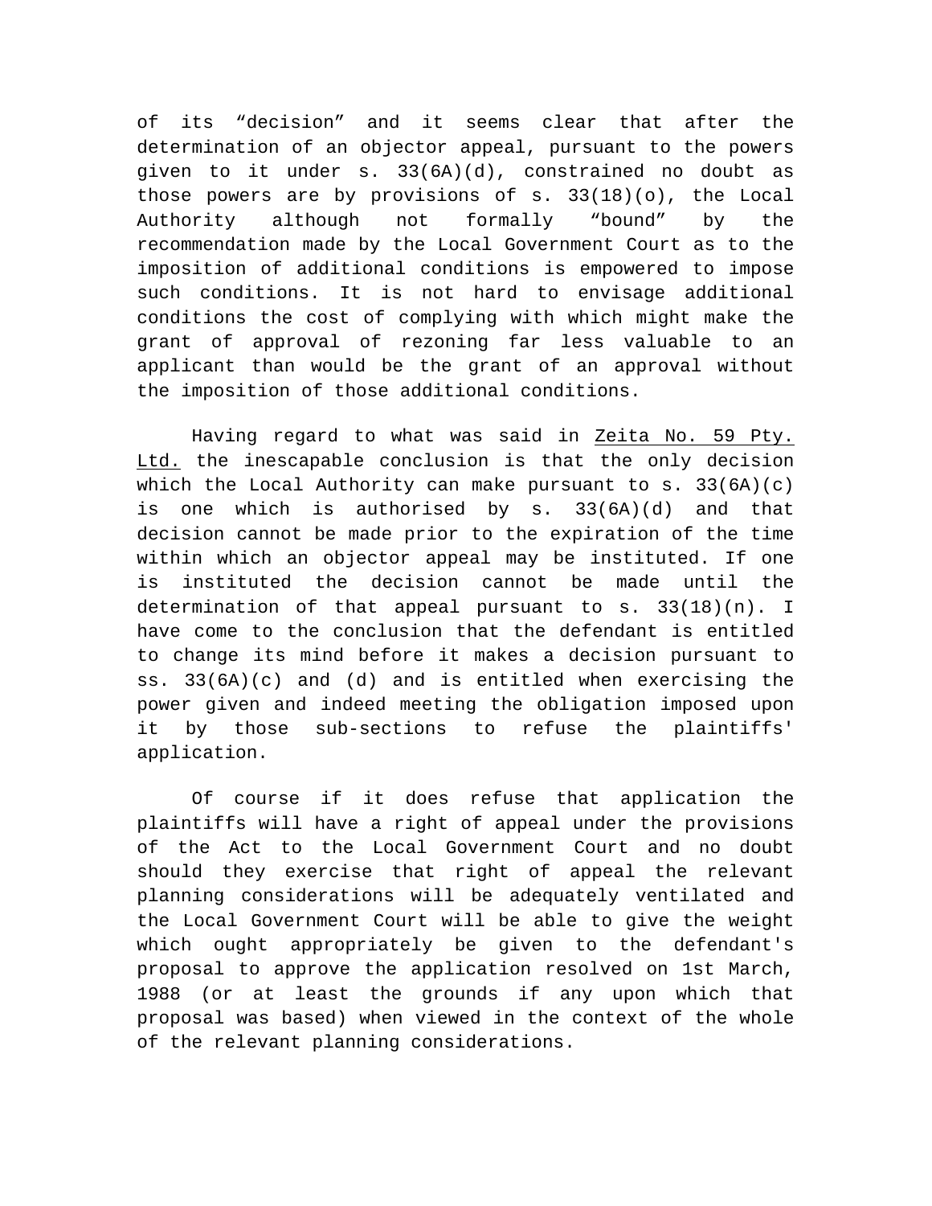of its “decision” and it seems clear that after the determination of an objector appeal, pursuant to the powers given to it under s. 33(6A)(d), constrained no doubt as those powers are by provisions of s. 33(18)(o), the Local Authority although not formally “bound” by the recommendation made by the Local Government Court as to the imposition of additional conditions is empowered to impose such conditions. It is not hard to envisage additional conditions the cost of complying with which might make the grant of approval of rezoning far less valuable to an applicant than would be the grant of an approval without the imposition of those additional conditions.

Having regard to what was said in Zeita No. 59 Pty. Ltd. the inescapable conclusion is that the only decision which the Local Authority can make pursuant to s. 33(6A)(c) is one which is authorised by s. 33(6A)(d) and that decision cannot be made prior to the expiration of the time within which an objector appeal may be instituted. If one is instituted the decision cannot be made until the determination of that appeal pursuant to s. 33(18)(n). I have come to the conclusion that the defendant is entitled to change its mind before it makes a decision pursuant to ss. 33(6A)(c) and (d) and is entitled when exercising the power given and indeed meeting the obligation imposed upon it by those sub-sections to refuse the plaintiffs' application.

Of course if it does refuse that application the plaintiffs will have a right of appeal under the provisions of the Act to the Local Government Court and no doubt should they exercise that right of appeal the relevant planning considerations will be adequately ventilated and the Local Government Court will be able to give the weight which ought appropriately be given to the defendant's proposal to approve the application resolved on 1st March, 1988 (or at least the grounds if any upon which that proposal was based) when viewed in the context of the whole of the relevant planning considerations.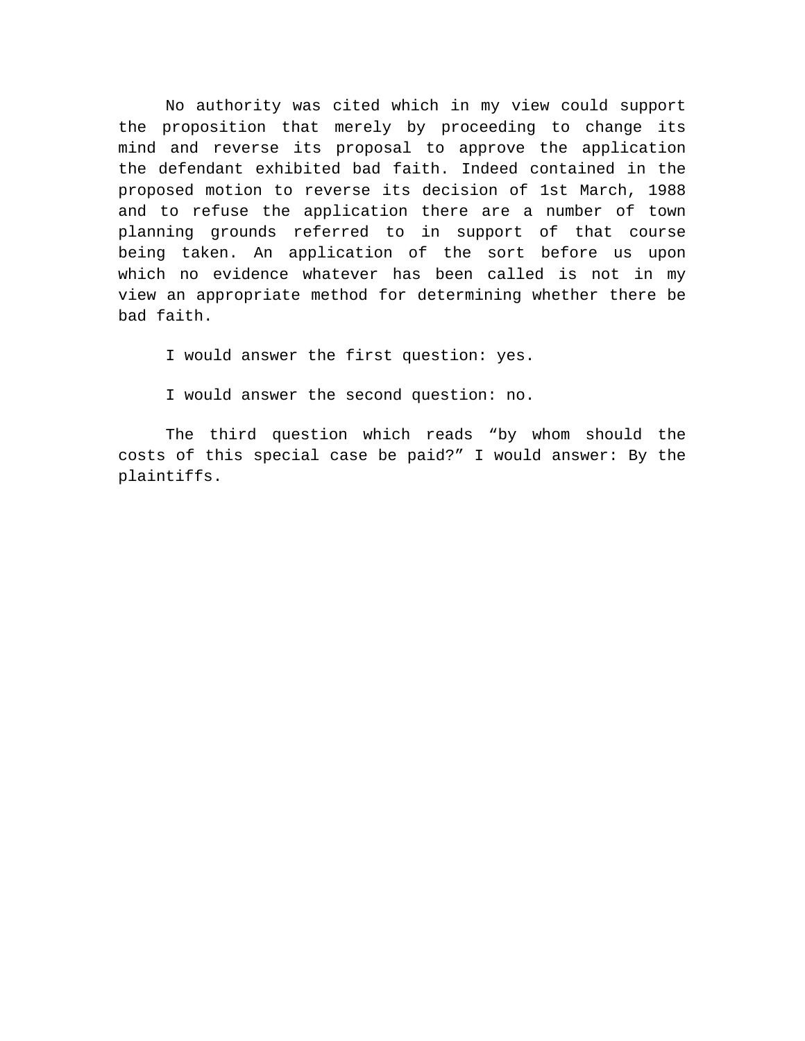No authority was cited which in my view could support the proposition that merely by proceeding to change its mind and reverse its proposal to approve the application the defendant exhibited bad faith. Indeed contained in the proposed motion to reverse its decision of 1st March, 1988 and to refuse the application there are a number of town planning grounds referred to in support of that course being taken. An application of the sort before us upon which no evidence whatever has been called is not in my view an appropriate method for determining whether there be bad faith.

I would answer the first question: yes.

I would answer the second question: no.

The third question which reads "by whom should the costs of this special case be paid?" I would answer: By the plaintiffs.